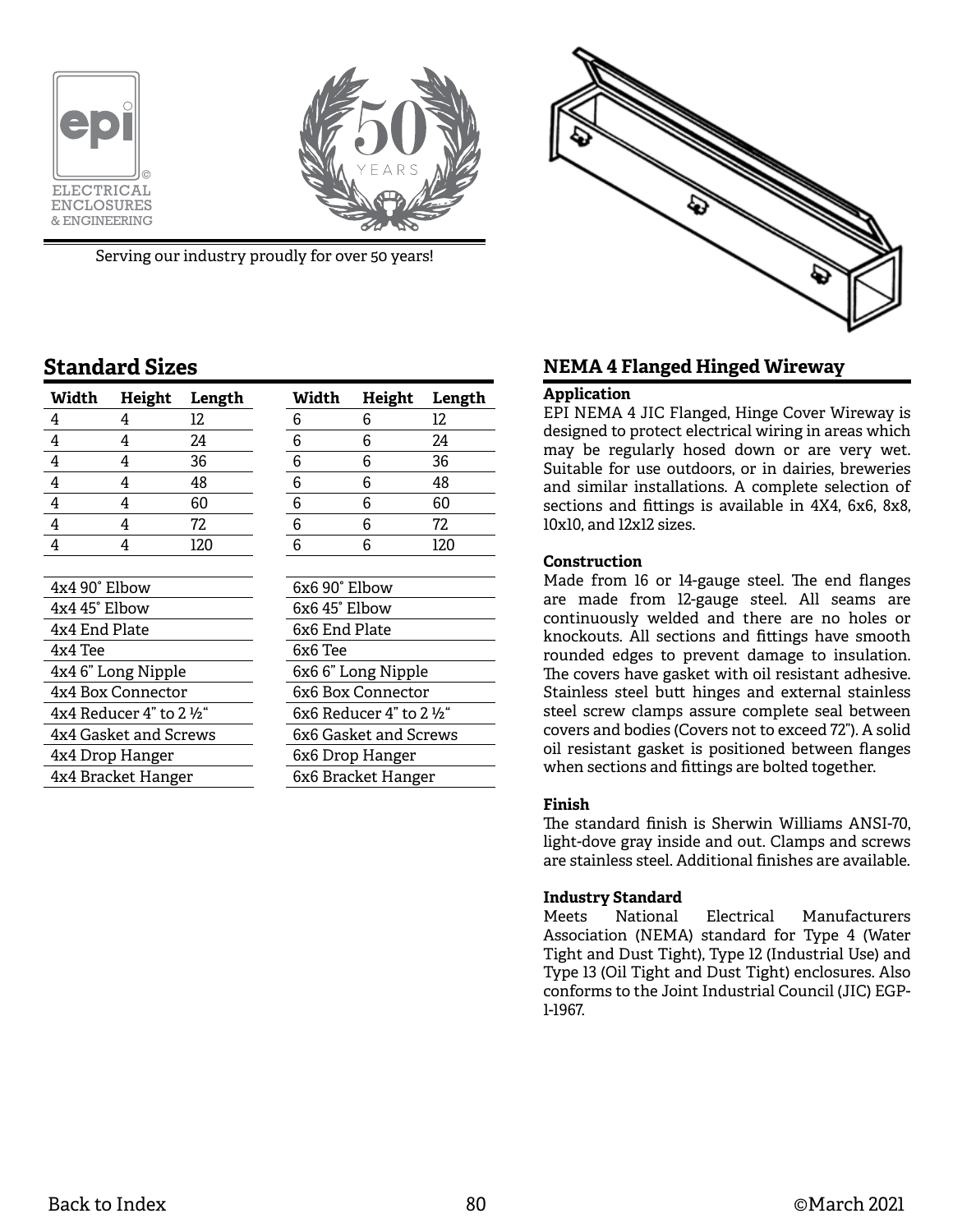EPI ELECTRICAL ENCLOSURES & ENGINEERING

50 YEARS

Serving our industry proudly for over 50 years!

## Standard Sizes

| Width | Height | Length | Width | Height | Length |
|---|---|---|---|---|---|
| 4 | 4 | 12 | 6 | 6 | 12 |
| 4 | 4 | 24 | 6 | 6 | 24 |
| 4 | 4 | 36 | 6 | 6 | 36 |
| 4 | 4 | 48 | 6 | 6 | 48 |
| 4 | 4 | 60 | 6 | 6 | 60 |
| 4 | 4 | 72 | 6 | 6 | 72 |
| 4 | 4 | 120 | 6 | 6 | 120 |

| 4x4 | 6x6 |
|---|---|
| 4x4 90˚ Elbow | 6x6 90˚ Elbow |
| 4x4 45˚ Elbow | 6x6 45˚ Elbow |
| 4x4 End Plate | 6x6 End Plate |
| 4x4 Tee | 6x6 Tee |
| 4x4 6" Long Nipple | 6x6 6" Long Nipple |
| 4x4 Box Connector | 6x6 Box Connector |
| 4x4 Reducer 4" to 2 ½" | 6x6 Reducer 4" to 2 ½" |
| 4x4 Gasket and Screws | 6x6 Gasket and Screws |
| 4x4 Drop Hanger | 6x6 Drop Hanger |
| 4x4 Bracket Hanger | 6x6 Bracket Hanger |

## NEMA 4 Flanged Hinged Wireway

**Application**

EPI NEMA 4 JIC Flanged, Hinge Cover Wireway is designed to protect electrical wiring in areas which may be regularly hosed down or are very wet. Suitable for use outdoors, or in dairies, breweries and similar installations. A complete selection of sections and fittings is available in 4X4, 6x6, 8x8, 10x10, and 12x12 sizes.

**Construction**

Made from 16 or 14-gauge steel. The end flanges are made from 12-gauge steel. All seams are continuously welded and there are no holes or knockouts. All sections and fittings have smooth rounded edges to prevent damage to insulation. The covers have gasket with oil resistant adhesive. Stainless steel butt hinges and external stainless steel screw clamps assure complete seal between covers and bodies (Covers not to exceed 72"). A solid oil resistant gasket is positioned between flanges when sections and fittings are bolted together.

**Finish**

The standard finish is Sherwin Williams ANSI-70, light-dove gray inside and out. Clamps and screws are stainless steel. Additional finishes are available.

**Industry Standard**

Meets National Electrical Manufacturers Association (NEMA) standard for Type 4 (Water Tight and Dust Tight), Type 12 (Industrial Use) and Type 13 (Oil Tight and Dust Tight) enclosures. Also conforms to the Joint Industrial Council (JIC) EGP-1-1967.

Back to Index

©March 2021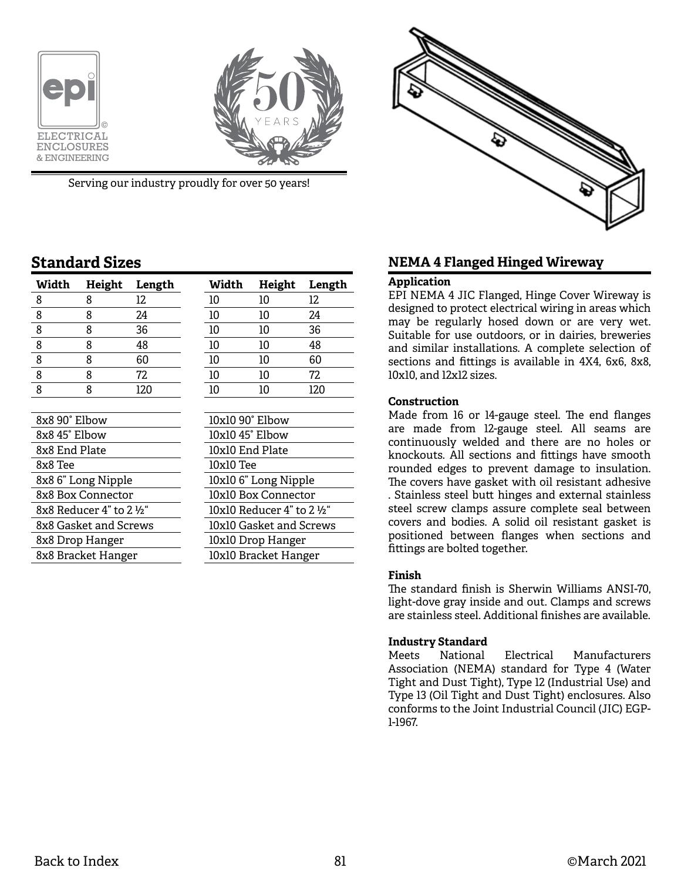ELECTRICAL ENCLOSURES & ENGINEERING

Serving our industry proudly for over 50 years!

## Standard Sizes

| Width | Height | Length | Width | Height | Length |
|---|---|---|---|---|---|
| 8 | 8 | 12 | 10 | 10 | 12 |
| 8 | 8 | 24 | 10 | 10 | 24 |
| 8 | 8 | 36 | 10 | 10 | 36 |
| 8 | 8 | 48 | 10 | 10 | 48 |
| 8 | 8 | 60 | 10 | 10 | 60 |
| 8 | 8 | 72 | 10 | 10 | 72 |
| 8 | 8 | 120 | 10 | 10 | 120 |

| | |
|---|---|
| 8x8 90˚ Elbow | 10x10 90˚ Elbow |
| 8x8 45˚ Elbow | 10x10 45˚ Elbow |
| 8x8 End Plate | 10x10 End Plate |
| 8x8 Tee | 10x10 Tee |
| 8x8 6" Long Nipple | 10x10 6" Long Nipple |
| 8x8 Box Connector | 10x10 Box Connector |
| 8x8 Reducer 4" to 2 ½" | 10x10 Reducer 4" to 2 ½" |
| 8x8 Gasket and Screws | 10x10 Gasket and Screws |
| 8x8 Drop Hanger | 10x10 Drop Hanger |
| 8x8 Bracket Hanger | 10x10 Bracket Hanger |

## NEMA 4 Flanged Hinged Wireway

**Application**

EPI NEMA 4 JIC Flanged, Hinge Cover Wireway is designed to protect electrical wiring in areas which may be regularly hosed down or are very wet. Suitable for use outdoors, or in dairies, breweries and similar installations. A complete selection of sections and fittings is available in 4X4, 6x6, 8x8, 10x10, and 12x12 sizes.

**Construction**

Made from 16 or 14-gauge steel. The end flanges are made from 12-gauge steel. All seams are continuously welded and there are no holes or knockouts. All sections and fittings have smooth rounded edges to prevent damage to insulation. The covers have gasket with oil resistant adhesive . Stainless steel butt hinges and external stainless steel screw clamps assure complete seal between covers and bodies. A solid oil resistant gasket is positioned between flanges when sections and fittings are bolted together.

**Finish**

The standard finish is Sherwin Williams ANSI-70, light-dove gray inside and out. Clamps and screws are stainless steel. Additional finishes are available.

**Industry Standard**

Meets National Electrical Manufacturers Association (NEMA) standard for Type 4 (Water Tight and Dust Tight), Type 12 (Industrial Use) and Type 13 (Oil Tight and Dust Tight) enclosures. Also conforms to the Joint Industrial Council (JIC) EGP-1-1967.

Back to Index

©March 2021